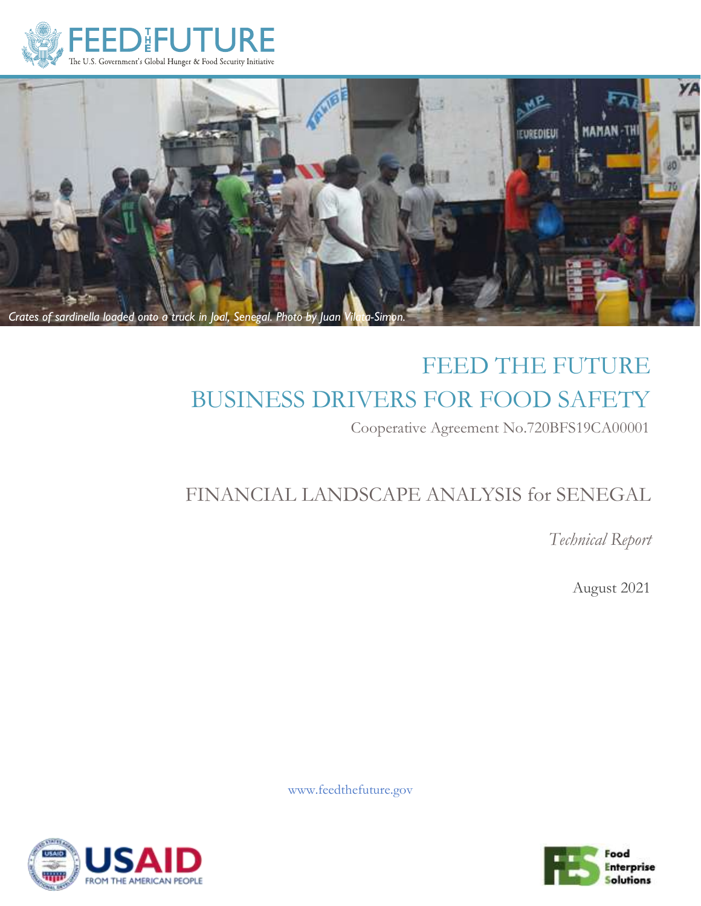FEED THE FUTURE

The U.S. Government's Global Hunger & Food Security Initiative

*Crates of sardinella loaded onto a truck in Joal, Senegal. Photo by Juan Vilata-Simon.*

# FEED THE FUTURE BUSINESS DRIVERS FOR FOOD SAFETY

Cooperative Agreement No.720BFS19CA00001

## FINANCIAL LANDSCAPE ANALYSIS for SENEGAL

*Technical Report*

August 2021

www.feedthefuture.gov

USAID FROM THE AMERICAN PEOPLE

Food Enterprise Solutions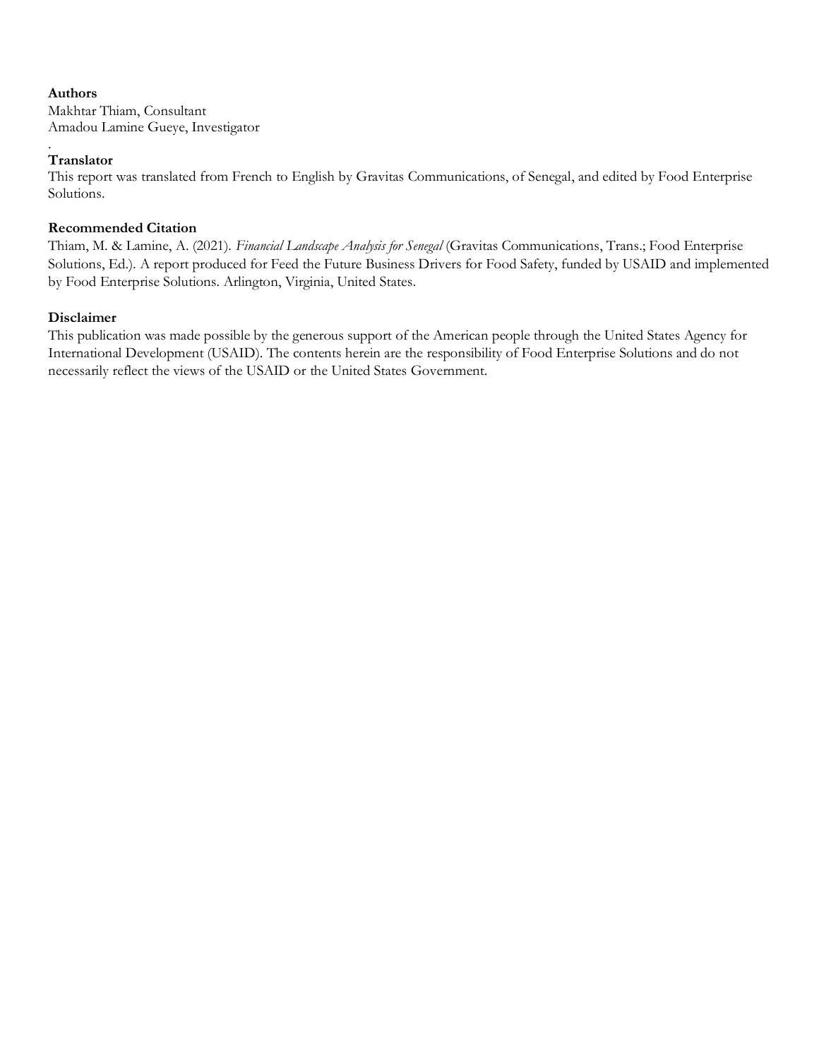**Authors**
Makhtar Thiam, Consultant
Amadou Lamine Gueye, Investigator
.

**Translator**
This report was translated from French to English by Gravitas Communications, of Senegal, and edited by Food Enterprise Solutions.

**Recommended Citation**
Thiam, M. & Lamine, A. (2021). *Financial Landscape Analysis for Senegal* (Gravitas Communications, Trans.; Food Enterprise Solutions, Ed.). A report produced for Feed the Future Business Drivers for Food Safety, funded by USAID and implemented by Food Enterprise Solutions. Arlington, Virginia, United States.

**Disclaimer**
This publication was made possible by the generous support of the American people through the United States Agency for International Development (USAID). The contents herein are the responsibility of Food Enterprise Solutions and do not necessarily reflect the views of the USAID or the United States Government.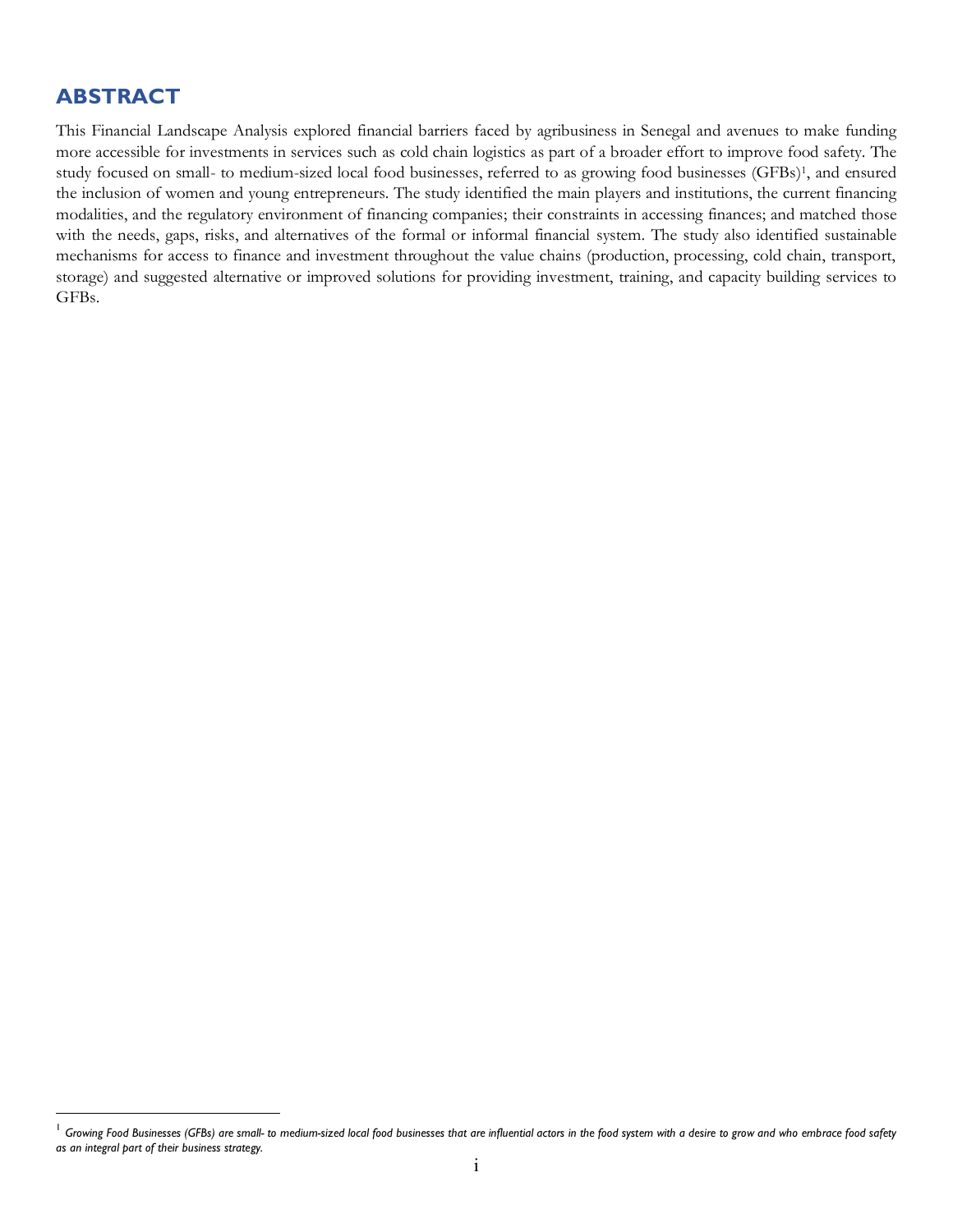## ABSTRACT

This Financial Landscape Analysis explored financial barriers faced by agribusiness in Senegal and avenues to make funding more accessible for investments in services such as cold chain logistics as part of a broader effort to improve food safety. The study focused on small- to medium-sized local food businesses, referred to as growing food businesses (GFBs)[1], and ensured the inclusion of women and young entrepreneurs. The study identified the main players and institutions, the current financing modalities, and the regulatory environment of financing companies; their constraints in accessing finances; and matched those with the needs, gaps, risks, and alternatives of the formal or informal financial system. The study also identified sustainable mechanisms for access to finance and investment throughout the value chains (production, processing, cold chain, transport, storage) and suggested alternative or improved solutions for providing investment, training, and capacity building services to GFBs.

---

[1] *Growing Food Businesses (GFBs) are small- to medium-sized local food businesses that are influential actors in the food system with a desire to grow and who embrace food safety as an integral part of their business strategy.*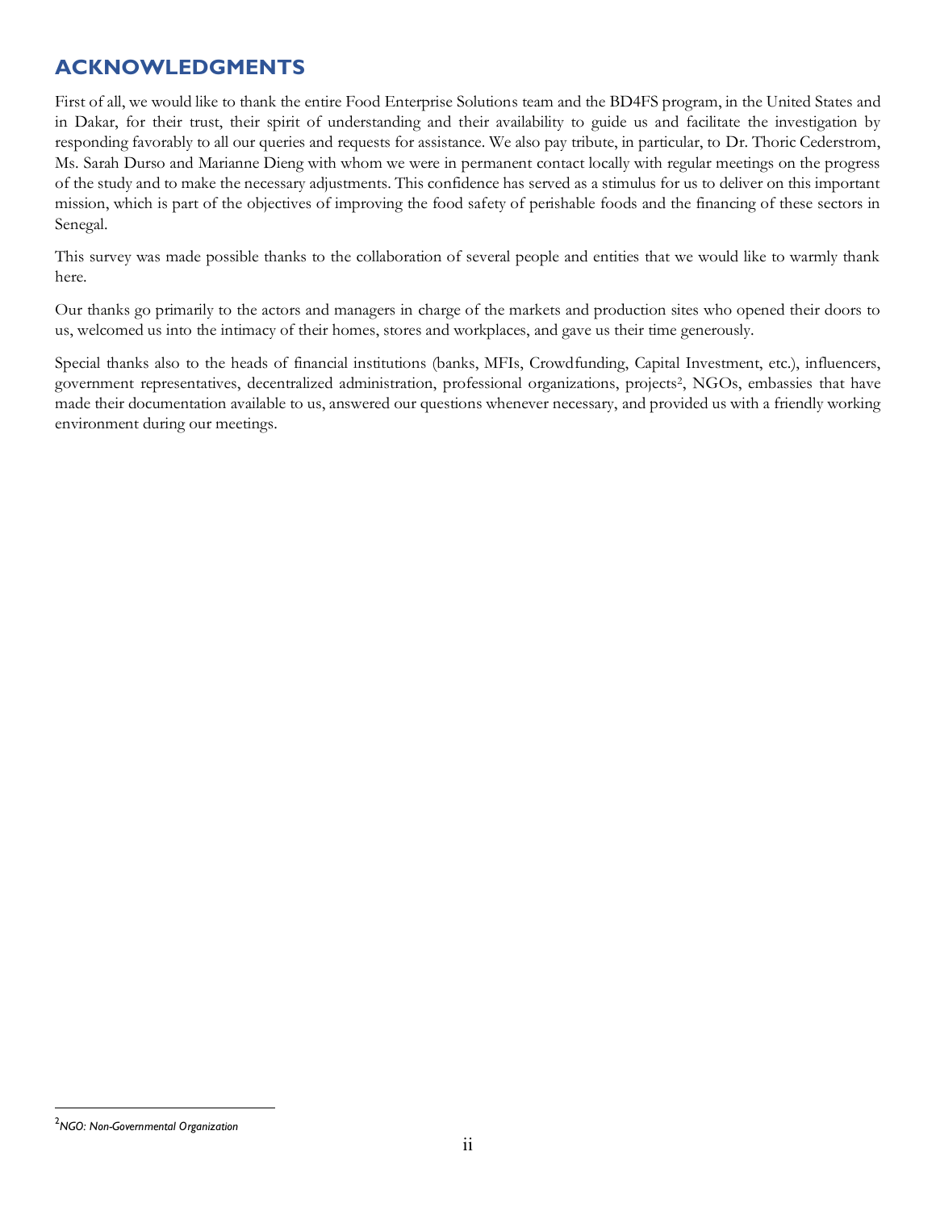# ACKNOWLEDGMENTS

First of all, we would like to thank the entire Food Enterprise Solutions team and the BD4FS program, in the United States and in Dakar, for their trust, their spirit of understanding and their availability to guide us and facilitate the investigation by responding favorably to all our queries and requests for assistance. We also pay tribute, in particular, to Dr. Thoric Cederstrom, Ms. Sarah Durso and Marianne Dieng with whom we were in permanent contact locally with regular meetings on the progress of the study and to make the necessary adjustments. This confidence has served as a stimulus for us to deliver on this important mission, which is part of the objectives of improving the food safety of perishable foods and the financing of these sectors in Senegal.

This survey was made possible thanks to the collaboration of several people and entities that we would like to warmly thank here.

Our thanks go primarily to the actors and managers in charge of the markets and production sites who opened their doors to us, welcomed us into the intimacy of their homes, stores and workplaces, and gave us their time generously.

Special thanks also to the heads of financial institutions (banks, MFIs, Crowdfunding, Capital Investment, etc.), influencers, government representatives, decentralized administration, professional organizations, projects[2], NGOs, embassies that have made their documentation available to us, answered our questions whenever necessary, and provided us with a friendly working environment during our meetings.

---

[2] *NGO: Non-Governmental Organization*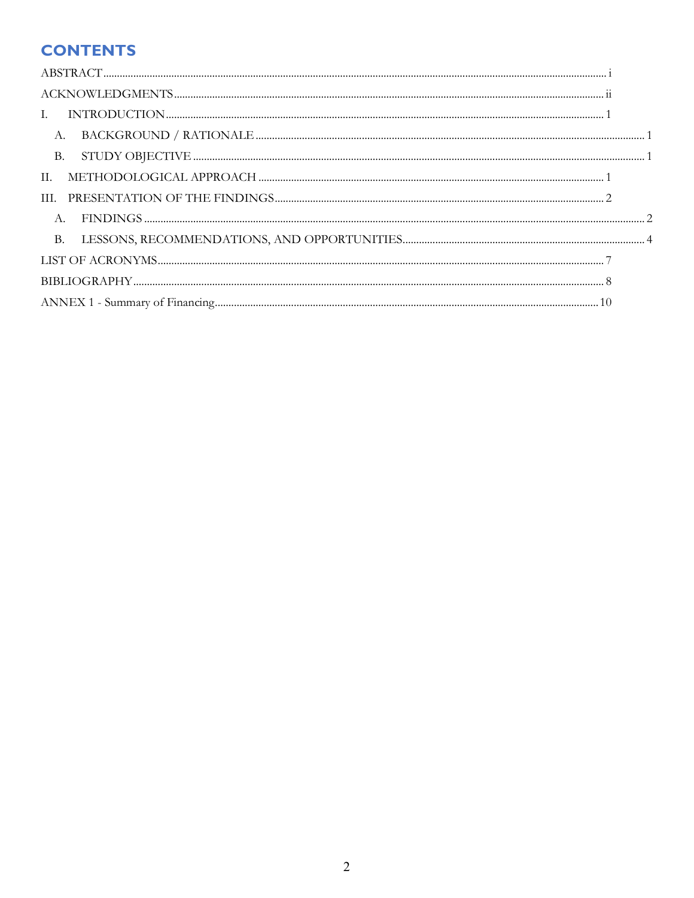# CONTENTS

ABSTRACT ..... i

ACKNOWLEDGMENTS ..... ii

I. INTRODUCTION ..... 1

- A. BACKGROUND / RATIONALE ..... 1
- B. STUDY OBJECTIVE ..... 1

II. METHODOLOGICAL APPROACH ..... 1

III. PRESENTATION OF THE FINDINGS ..... 2

- A. FINDINGS ..... 2
- B. LESSONS, RECOMMENDATIONS, AND OPPORTUNITIES ..... 4

LIST OF ACRONYMS ..... 7

BIBLIOGRAPHY ..... 8

ANNEX 1 - Summary of Financing ..... 10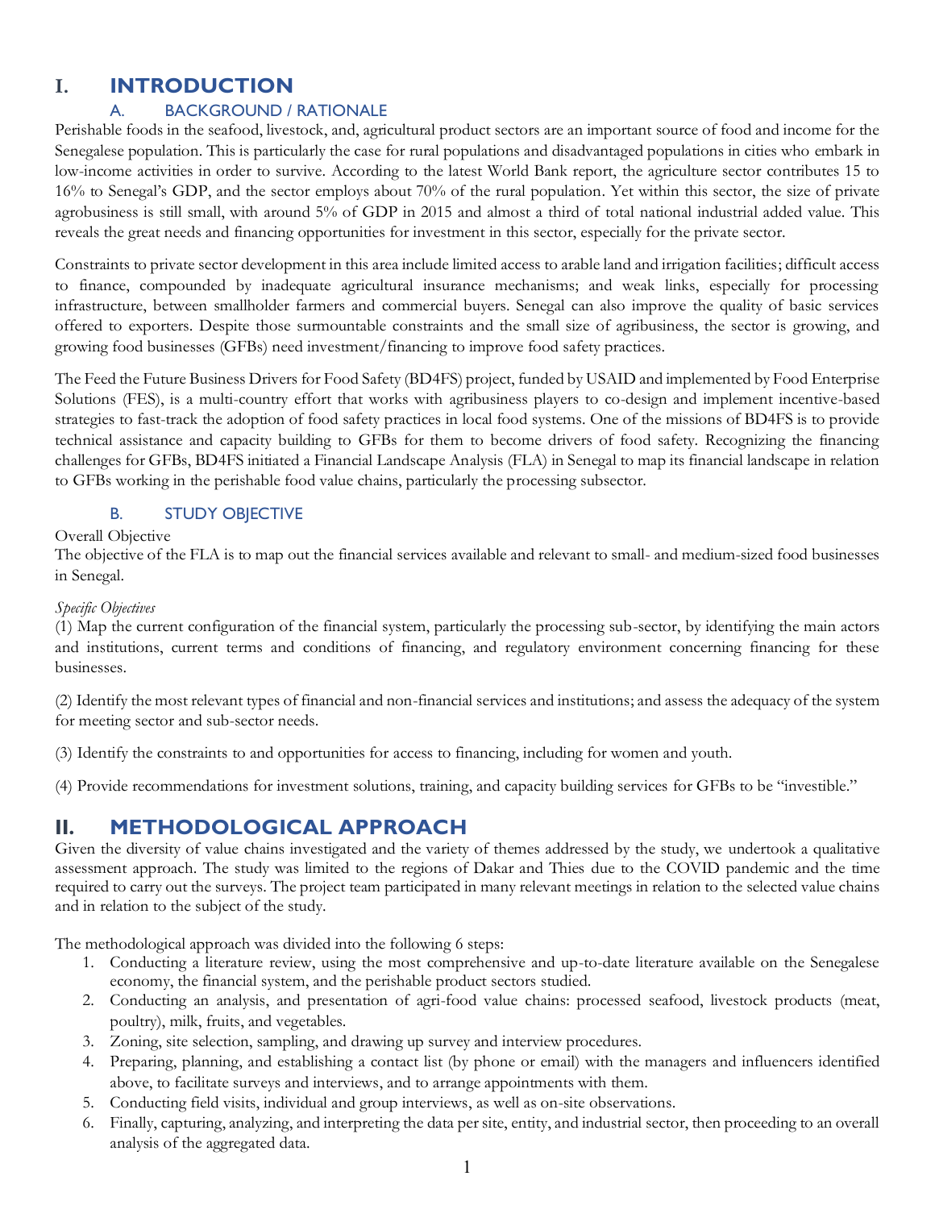# I. INTRODUCTION

## A. BACKGROUND / RATIONALE

Perishable foods in the seafood, livestock, and, agricultural product sectors are an important source of food and income for the Senegalese population. This is particularly the case for rural populations and disadvantaged populations in cities who embark in low-income activities in order to survive. According to the latest World Bank report, the agriculture sector contributes 15 to 16% to Senegal's GDP, and the sector employs about 70% of the rural population. Yet within this sector, the size of private agrobusiness is still small, with around 5% of GDP in 2015 and almost a third of total national industrial added value. This reveals the great needs and financing opportunities for investment in this sector, especially for the private sector.

Constraints to private sector development in this area include limited access to arable land and irrigation facilities; difficult access to finance, compounded by inadequate agricultural insurance mechanisms; and weak links, especially for processing infrastructure, between smallholder farmers and commercial buyers. Senegal can also improve the quality of basic services offered to exporters. Despite those surmountable constraints and the small size of agribusiness, the sector is growing, and growing food businesses (GFBs) need investment/financing to improve food safety practices.

The Feed the Future Business Drivers for Food Safety (BD4FS) project, funded by USAID and implemented by Food Enterprise Solutions (FES), is a multi-country effort that works with agribusiness players to co-design and implement incentive-based strategies to fast-track the adoption of food safety practices in local food systems. One of the missions of BD4FS is to provide technical assistance and capacity building to GFBs for them to become drivers of food safety. Recognizing the financing challenges for GFBs, BD4FS initiated a Financial Landscape Analysis (FLA) in Senegal to map its financial landscape in relation to GFBs working in the perishable food value chains, particularly the processing subsector.

## B. STUDY OBJECTIVE

Overall Objective

The objective of the FLA is to map out the financial services available and relevant to small- and medium-sized food businesses in Senegal.

*Specific Objectives*

(1) Map the current configuration of the financial system, particularly the processing sub-sector, by identifying the main actors and institutions, current terms and conditions of financing, and regulatory environment concerning financing for these businesses.

(2) Identify the most relevant types of financial and non-financial services and institutions; and assess the adequacy of the system for meeting sector and sub-sector needs.

(3) Identify the constraints to and opportunities for access to financing, including for women and youth.

(4) Provide recommendations for investment solutions, training, and capacity building services for GFBs to be "investible."

# II. METHODOLOGICAL APPROACH

Given the diversity of value chains investigated and the variety of themes addressed by the study, we undertook a qualitative assessment approach. The study was limited to the regions of Dakar and Thies due to the COVID pandemic and the time required to carry out the surveys. The project team participated in many relevant meetings in relation to the selected value chains and in relation to the subject of the study.

The methodological approach was divided into the following 6 steps:

1. Conducting a literature review, using the most comprehensive and up-to-date literature available on the Senegalese economy, the financial system, and the perishable product sectors studied.
2. Conducting an analysis, and presentation of agri-food value chains: processed seafood, livestock products (meat, poultry), milk, fruits, and vegetables.
3. Zoning, site selection, sampling, and drawing up survey and interview procedures.
4. Preparing, planning, and establishing a contact list (by phone or email) with the managers and influencers identified above, to facilitate surveys and interviews, and to arrange appointments with them.
5. Conducting field visits, individual and group interviews, as well as on-site observations.
6. Finally, capturing, analyzing, and interpreting the data per site, entity, and industrial sector, then proceeding to an overall analysis of the aggregated data.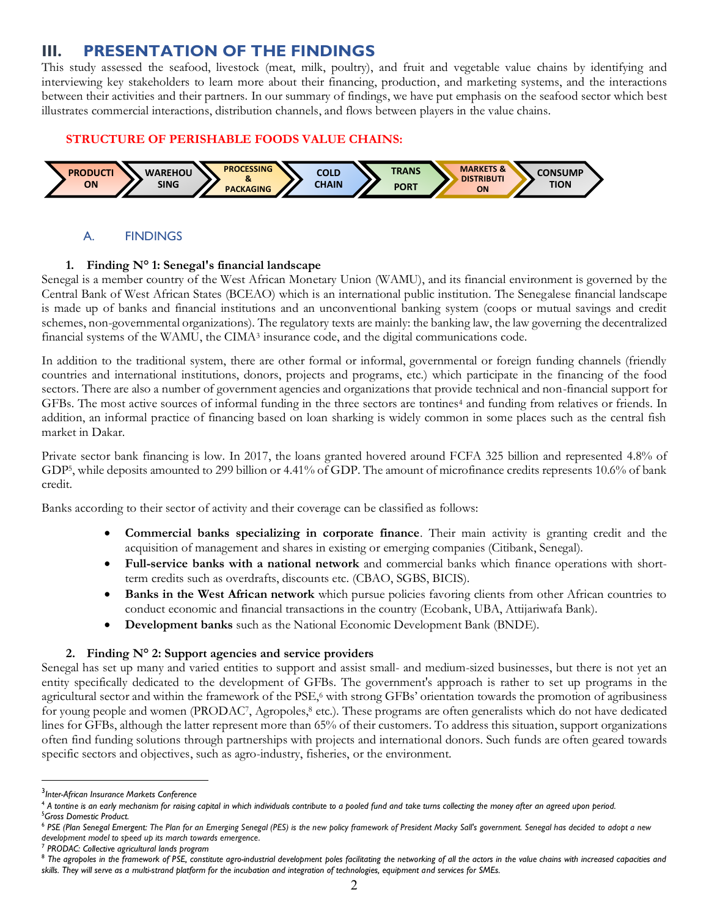# III. PRESENTATION OF THE FINDINGS

This study assessed the seafood, livestock (meat, milk, poultry), and fruit and vegetable value chains by identifying and interviewing key stakeholders to learn more about their financing, production, and marketing systems, and the interactions between their activities and their partners. In our summary of findings, we have put emphasis on the seafood sector which best illustrates commercial interactions, distribution channels, and flows between players in the value chains.

**STRUCTURE OF PERISHABLE FOODS VALUE CHAINS:**

PRODUCTION → WAREHOUSING → PROCESSING & PACKAGING → COLD CHAIN → TRANSPORT → MARKETS & DISTRIBUTION → CONSUMPTION

## A. FINDINGS

### 1. Finding N° 1: Senegal's financial landscape

Senegal is a member country of the West African Monetary Union (WAMU), and its financial environment is governed by the Central Bank of West African States (BCEAO) which is an international public institution. The Senegalese financial landscape is made up of banks and financial institutions and an unconventional banking system (coops or mutual savings and credit schemes, non-governmental organizations). The regulatory texts are mainly: the banking law, the law governing the decentralized financial systems of the WAMU, the CIMA[3] insurance code, and the digital communications code.

In addition to the traditional system, there are other formal or informal, governmental or foreign funding channels (friendly countries and international institutions, donors, projects and programs, etc.) which participate in the financing of the food sectors. There are also a number of government agencies and organizations that provide technical and non-financial support for GFBs. The most active sources of informal funding in the three sectors are tontines[4] and funding from relatives or friends. In addition, an informal practice of financing based on loan sharking is widely common in some places such as the central fish market in Dakar.

Private sector bank financing is low. In 2017, the loans granted hovered around FCFA 325 billion and represented 4.8% of GDP[5], while deposits amounted to 299 billion or 4.41% of GDP. The amount of microfinance credits represents 10.6% of bank credit.

Banks according to their sector of activity and their coverage can be classified as follows:

- **Commercial banks specializing in corporate finance**. Their main activity is granting credit and the acquisition of management and shares in existing or emerging companies (Citibank, Senegal).
- **Full-service banks with a national network** and commercial banks which finance operations with short-term credits such as overdrafts, discounts etc. (CBAO, SGBS, BICIS).
- **Banks in the West African network** which pursue policies favoring clients from other African countries to conduct economic and financial transactions in the country (Ecobank, UBA, Attijariwafa Bank).
- **Development banks** such as the National Economic Development Bank (BNDE).

### 2. Finding N° 2: Support agencies and service providers

Senegal has set up many and varied entities to support and assist small- and medium-sized businesses, but there is not yet an entity specifically dedicated to the development of GFBs. The government's approach is rather to set up programs in the agricultural sector and within the framework of the PSE,[6] with strong GFBs' orientation towards the promotion of agribusiness for young people and women (PRODAC[7], Agropoles,[8] etc.). These programs are often generalists which do not have dedicated lines for GFBs, although the latter represent more than 65% of their customers. To address this situation, support organizations often find funding solutions through partnerships with projects and international donors. Such funds are often geared towards specific sectors and objectives, such as agro-industry, fisheries, or the environment.

---

[3] *Inter-African Insurance Markets Conference*

[4] *A tontine is an early mechanism for raising capital in which individuals contribute to a pooled fund and take turns collecting the money after an agreed upon period.*

[5] *Gross Domestic Product.*

[6] *PSE (Plan Senegal Emergent: The Plan for an Emerging Senegal (PES) is the new policy framework of President Macky Sall's government. Senegal has decided to adopt a new development model to speed up its march towards emergence.*

[7] *PRODAC: Collective agricultural lands program*

[8] *The agropoles in the framework of PSE, constitute agro-industrial development poles facilitating the networking of all the actors in the value chains with increased capacities and skills. They will serve as a multi-strand platform for the incubation and integration of technologies, equipment and services for SMEs.*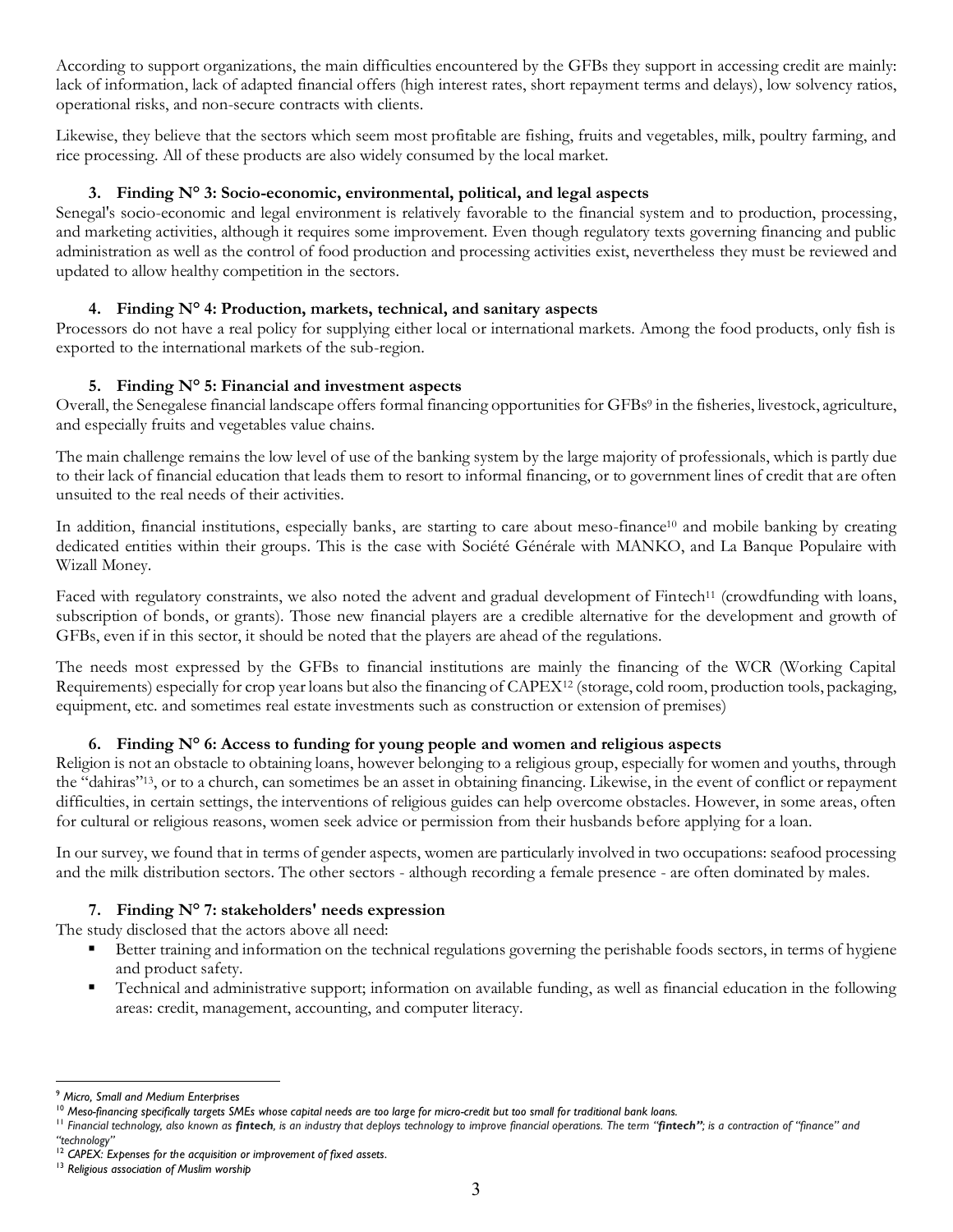According to support organizations, the main difficulties encountered by the GFBs they support in accessing credit are mainly: lack of information, lack of adapted financial offers (high interest rates, short repayment terms and delays), low solvency ratios, operational risks, and non-secure contracts with clients.

Likewise, they believe that the sectors which seem most profitable are fishing, fruits and vegetables, milk, poultry farming, and rice processing. All of these products are also widely consumed by the local market.

### 3. Finding N° 3: Socio-economic, environmental, political, and legal aspects

Senegal's socio-economic and legal environment is relatively favorable to the financial system and to production, processing, and marketing activities, although it requires some improvement. Even though regulatory texts governing financing and public administration as well as the control of food production and processing activities exist, nevertheless they must be reviewed and updated to allow healthy competition in the sectors.

### 4. Finding N° 4: Production, markets, technical, and sanitary aspects

Processors do not have a real policy for supplying either local or international markets. Among the food products, only fish is exported to the international markets of the sub-region.

### 5. Finding N° 5: Financial and investment aspects

Overall, the Senegalese financial landscape offers formal financing opportunities for GFBs[9] in the fisheries, livestock, agriculture, and especially fruits and vegetables value chains.

The main challenge remains the low level of use of the banking system by the large majority of professionals, which is partly due to their lack of financial education that leads them to resort to informal financing, or to government lines of credit that are often unsuited to the real needs of their activities.

In addition, financial institutions, especially banks, are starting to care about meso-finance[10] and mobile banking by creating dedicated entities within their groups. This is the case with Société Générale with MANKO, and La Banque Populaire with Wizall Money.

Faced with regulatory constraints, we also noted the advent and gradual development of Fintech[11] (crowdfunding with loans, subscription of bonds, or grants). Those new financial players are a credible alternative for the development and growth of GFBs, even if in this sector, it should be noted that the players are ahead of the regulations.

The needs most expressed by the GFBs to financial institutions are mainly the financing of the WCR (Working Capital Requirements) especially for crop year loans but also the financing of CAPEX[12] (storage, cold room, production tools, packaging, equipment, etc. and sometimes real estate investments such as construction or extension of premises)

### 6. Finding N° 6: Access to funding for young people and women and religious aspects

Religion is not an obstacle to obtaining loans, however belonging to a religious group, especially for women and youths, through the "dahiras"[13], or to a church, can sometimes be an asset in obtaining financing. Likewise, in the event of conflict or repayment difficulties, in certain settings, the interventions of religious guides can help overcome obstacles. However, in some areas, often for cultural or religious reasons, women seek advice or permission from their husbands before applying for a loan.

In our survey, we found that in terms of gender aspects, women are particularly involved in two occupations: seafood processing and the milk distribution sectors. The other sectors - although recording a female presence - are often dominated by males.

### 7. Finding N° 7: stakeholders' needs expression

The study disclosed that the actors above all need:

- Better training and information on the technical regulations governing the perishable foods sectors, in terms of hygiene and product safety.
- Technical and administrative support; information on available funding, as well as financial education in the following areas: credit, management, accounting, and computer literacy.

---

[9] *Micro, Small and Medium Enterprises*

[10] *Meso-financing specifically targets SMEs whose capital needs are too large for micro-credit but too small for traditional bank loans.*

[11] *Financial technology, also known as **fintech**, is an industry that deploys technology to improve financial operations. The term "**fintech**"; is a contraction of "finance" and "technology"*

[12] *CAPEX: Expenses for the acquisition or improvement of fixed assets.*

[13] *Religious association of Muslim worship*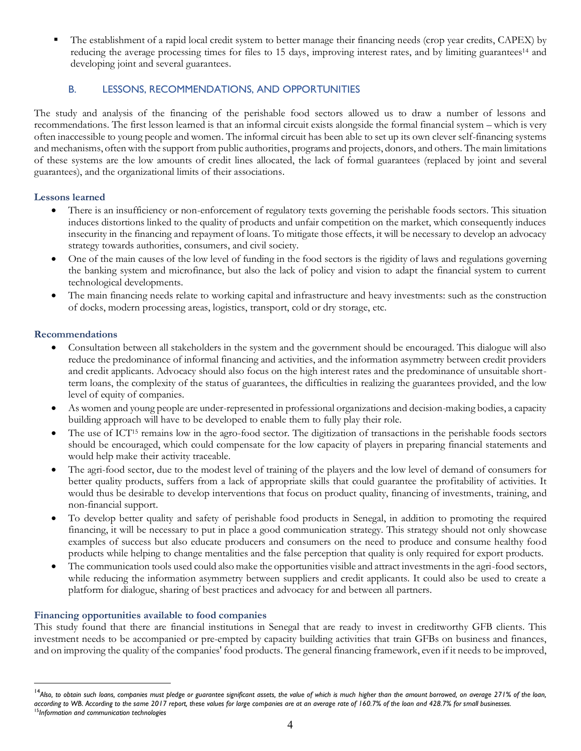- The establishment of a rapid local credit system to better manage their financing needs (crop year credits, CAPEX) by reducing the average processing times for files to 15 days, improving interest rates, and by limiting guarantees[14] and developing joint and several guarantees.

## B. LESSONS, RECOMMENDATIONS, AND OPPORTUNITIES

The study and analysis of the financing of the perishable food sectors allowed us to draw a number of lessons and recommendations. The first lesson learned is that an informal circuit exists alongside the formal financial system – which is very often inaccessible to young people and women. The informal circuit has been able to set up its own clever self-financing systems and mechanisms, often with the support from public authorities, programs and projects, donors, and others. The main limitations of these systems are the low amounts of credit lines allocated, the lack of formal guarantees (replaced by joint and several guarantees), and the organizational limits of their associations.

### Lessons learned

- There is an insufficiency or non-enforcement of regulatory texts governing the perishable foods sectors. This situation induces distortions linked to the quality of products and unfair competition on the market, which consequently induces insecurity in the financing and repayment of loans. To mitigate those effects, it will be necessary to develop an advocacy strategy towards authorities, consumers, and civil society.
- One of the main causes of the low level of funding in the food sectors is the rigidity of laws and regulations governing the banking system and microfinance, but also the lack of policy and vision to adapt the financial system to current technological developments.
- The main financing needs relate to working capital and infrastructure and heavy investments: such as the construction of docks, modern processing areas, logistics, transport, cold or dry storage, etc.

### Recommendations

- Consultation between all stakeholders in the system and the government should be encouraged. This dialogue will also reduce the predominance of informal financing and activities, and the information asymmetry between credit providers and credit applicants. Advocacy should also focus on the high interest rates and the predominance of unsuitable short-term loans, the complexity of the status of guarantees, the difficulties in realizing the guarantees provided, and the low level of equity of companies.
- As women and young people are under-represented in professional organizations and decision-making bodies, a capacity building approach will have to be developed to enable them to fully play their role.
- The use of ICT[15] remains low in the agro-food sector. The digitization of transactions in the perishable foods sectors should be encouraged, which could compensate for the low capacity of players in preparing financial statements and would help make their activity traceable.
- The agri-food sector, due to the modest level of training of the players and the low level of demand of consumers for better quality products, suffers from a lack of appropriate skills that could guarantee the profitability of activities. It would thus be desirable to develop interventions that focus on product quality, financing of investments, training, and non-financial support.
- To develop better quality and safety of perishable food products in Senegal, in addition to promoting the required financing, it will be necessary to put in place a good communication strategy. This strategy should not only showcase examples of success but also educate producers and consumers on the need to produce and consume healthy food products while helping to change mentalities and the false perception that quality is only required for export products.
- The communication tools used could also make the opportunities visible and attract investments in the agri-food sectors, while reducing the information asymmetry between suppliers and credit applicants. It could also be used to create a platform for dialogue, sharing of best practices and advocacy for and between all partners.

### Financing opportunities available to food companies

This study found that there are financial institutions in Senegal that are ready to invest in creditworthy GFB clients. This investment needs to be accompanied or pre-empted by capacity building activities that train GFBs on business and finances, and on improving the quality of the companies' food products. The general financing framework, even if it needs to be improved,

---

[14] *Also, to obtain such loans, companies must pledge or guarantee significant assets, the value of which is much higher than the amount borrowed, on average 271% of the loan, according to WB. According to the same 2017 report, these values for large companies are at an average rate of 160.7% of the loan and 428.7% for small businesses.*

[15] *Information and communication technologies*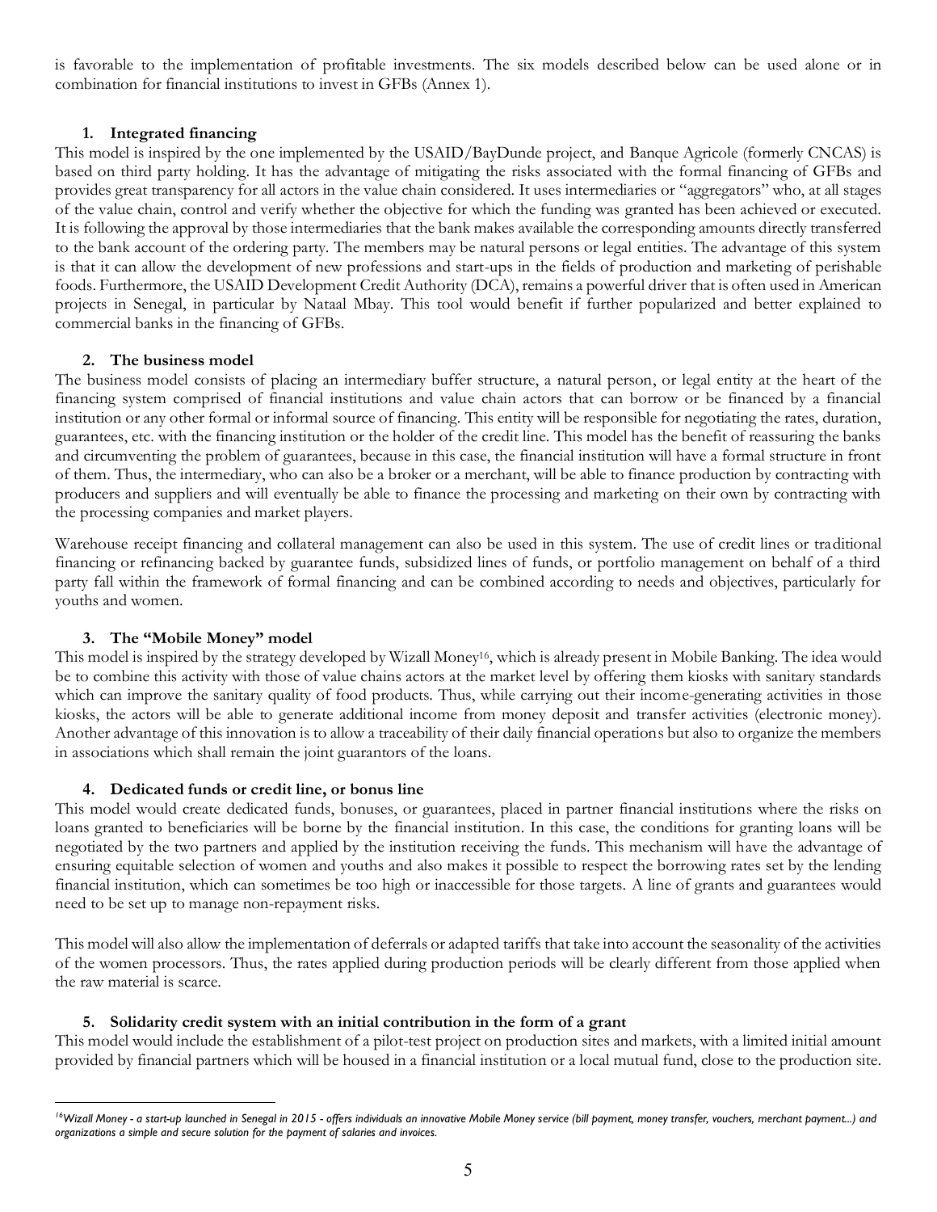is favorable to the implementation of profitable investments. The six models described below can be used alone or in combination for financial institutions to invest in GFBs (Annex 1).

### 1. Integrated financing

This model is inspired by the one implemented by the USAID/BayDunde project, and Banque Agricole (formerly CNCAS) is based on third party holding. It has the advantage of mitigating the risks associated with the formal financing of GFBs and provides great transparency for all actors in the value chain considered. It uses intermediaries or "aggregators" who, at all stages of the value chain, control and verify whether the objective for which the funding was granted has been achieved or executed. It is following the approval by those intermediaries that the bank makes available the corresponding amounts directly transferred to the bank account of the ordering party. The members may be natural persons or legal entities. The advantage of this system is that it can allow the development of new professions and start-ups in the fields of production and marketing of perishable foods. Furthermore, the USAID Development Credit Authority (DCA), remains a powerful driver that is often used in American projects in Senegal, in particular by Nataal Mbay. This tool would benefit if further popularized and better explained to commercial banks in the financing of GFBs.

### 2. The business model

The business model consists of placing an intermediary buffer structure, a natural person, or legal entity at the heart of the financing system comprised of financial institutions and value chain actors that can borrow or be financed by a financial institution or any other formal or informal source of financing. This entity will be responsible for negotiating the rates, duration, guarantees, etc. with the financing institution or the holder of the credit line. This model has the benefit of reassuring the banks and circumventing the problem of guarantees, because in this case, the financial institution will have a formal structure in front of them. Thus, the intermediary, who can also be a broker or a merchant, will be able to finance production by contracting with producers and suppliers and will eventually be able to finance the processing and marketing on their own by contracting with the processing companies and market players.

Warehouse receipt financing and collateral management can also be used in this system. The use of credit lines or traditional financing or refinancing backed by guarantee funds, subsidized lines of funds, or portfolio management on behalf of a third party fall within the framework of formal financing and can be combined according to needs and objectives, particularly for youths and women.

### 3. The "Mobile Money" model

This model is inspired by the strategy developed by Wizall Money[16], which is already present in Mobile Banking. The idea would be to combine this activity with those of value chains actors at the market level by offering them kiosks with sanitary standards which can improve the sanitary quality of food products. Thus, while carrying out their income-generating activities in those kiosks, the actors will be able to generate additional income from money deposit and transfer activities (electronic money). Another advantage of this innovation is to allow a traceability of their daily financial operations but also to organize the members in associations which shall remain the joint guarantors of the loans.

### 4. Dedicated funds or credit line, or bonus line

This model would create dedicated funds, bonuses, or guarantees, placed in partner financial institutions where the risks on loans granted to beneficiaries will be borne by the financial institution. In this case, the conditions for granting loans will be negotiated by the two partners and applied by the institution receiving the funds. This mechanism will have the advantage of ensuring equitable selection of women and youths and also makes it possible to respect the borrowing rates set by the lending financial institution, which can sometimes be too high or inaccessible for those targets. A line of grants and guarantees would need to be set up to manage non-repayment risks.

This model will also allow the implementation of deferrals or adapted tariffs that take into account the seasonality of the activities of the women processors. Thus, the rates applied during production periods will be clearly different from those applied when the raw material is scarce.

### 5. Solidarity credit system with an initial contribution in the form of a grant

This model would include the establishment of a pilot-test project on production sites and markets, with a limited initial amount provided by financial partners which will be housed in a financial institution or a local mutual fund, close to the production site.

---

[16] *Wizall Money - a start-up launched in Senegal in 2015 - offers individuals an innovative Mobile Money service (bill payment, money transfer, vouchers, merchant payment...) and organizations a simple and secure solution for the payment of salaries and invoices.*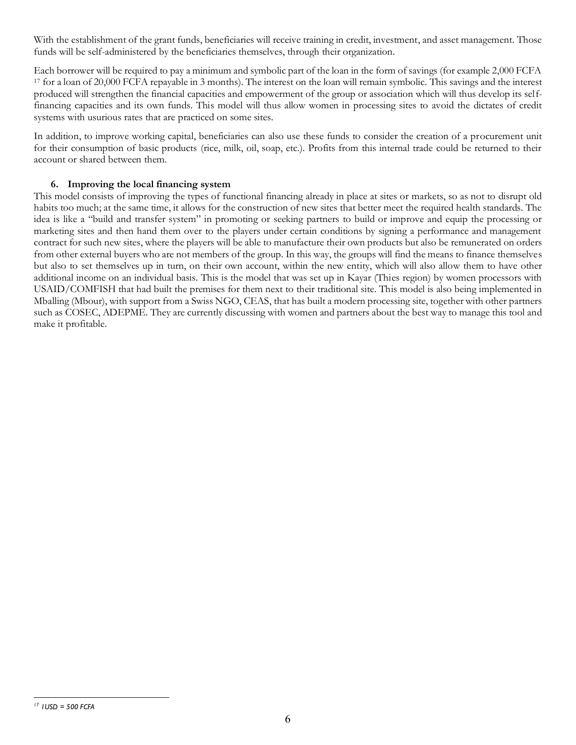With the establishment of the grant funds, beneficiaries will receive training in credit, investment, and asset management. Those funds will be self-administered by the beneficiaries themselves, through their organization.

Each borrower will be required to pay a minimum and symbolic part of the loan in the form of savings (for example 2,000 FCFA [17] for a loan of 20,000 FCFA repayable in 3 months). The interest on the loan will remain symbolic. This savings and the interest produced will strengthen the financial capacities and empowerment of the group or association which will thus develop its self-financing capacities and its own funds. This model will thus allow women in processing sites to avoid the dictates of credit systems with usurious rates that are practiced on some sites.

In addition, to improve working capital, beneficiaries can also use these funds to consider the creation of a procurement unit for their consumption of basic products (rice, milk, oil, soap, etc.). Profits from this internal trade could be returned to their account or shared between them.

### 6. Improving the local financing system

This model consists of improving the types of functional financing already in place at sites or markets, so as not to disrupt old habits too much; at the same time, it allows for the construction of new sites that better meet the required health standards. The idea is like a "build and transfer system" in promoting or seeking partners to build or improve and equip the processing or marketing sites and then hand them over to the players under certain conditions by signing a performance and management contract for such new sites, where the players will be able to manufacture their own products but also be remunerated on orders from other external buyers who are not members of the group. In this way, the groups will find the means to finance themselves but also to set themselves up in turn, on their own account, within the new entity, which will also allow them to have other additional income on an individual basis. This is the model that was set up in Kayar (Thies region) by women processors with USAID/COMFISH that had built the premises for them next to their traditional site. This model is also being implemented in Mballing (Mbour), with support from a Swiss NGO, CEAS, that has built a modern processing site, together with other partners such as COSEC, ADEPME. They are currently discussing with women and partners about the best way to manage this tool and make it profitable.

---

[17] *1USD = 500 FCFA*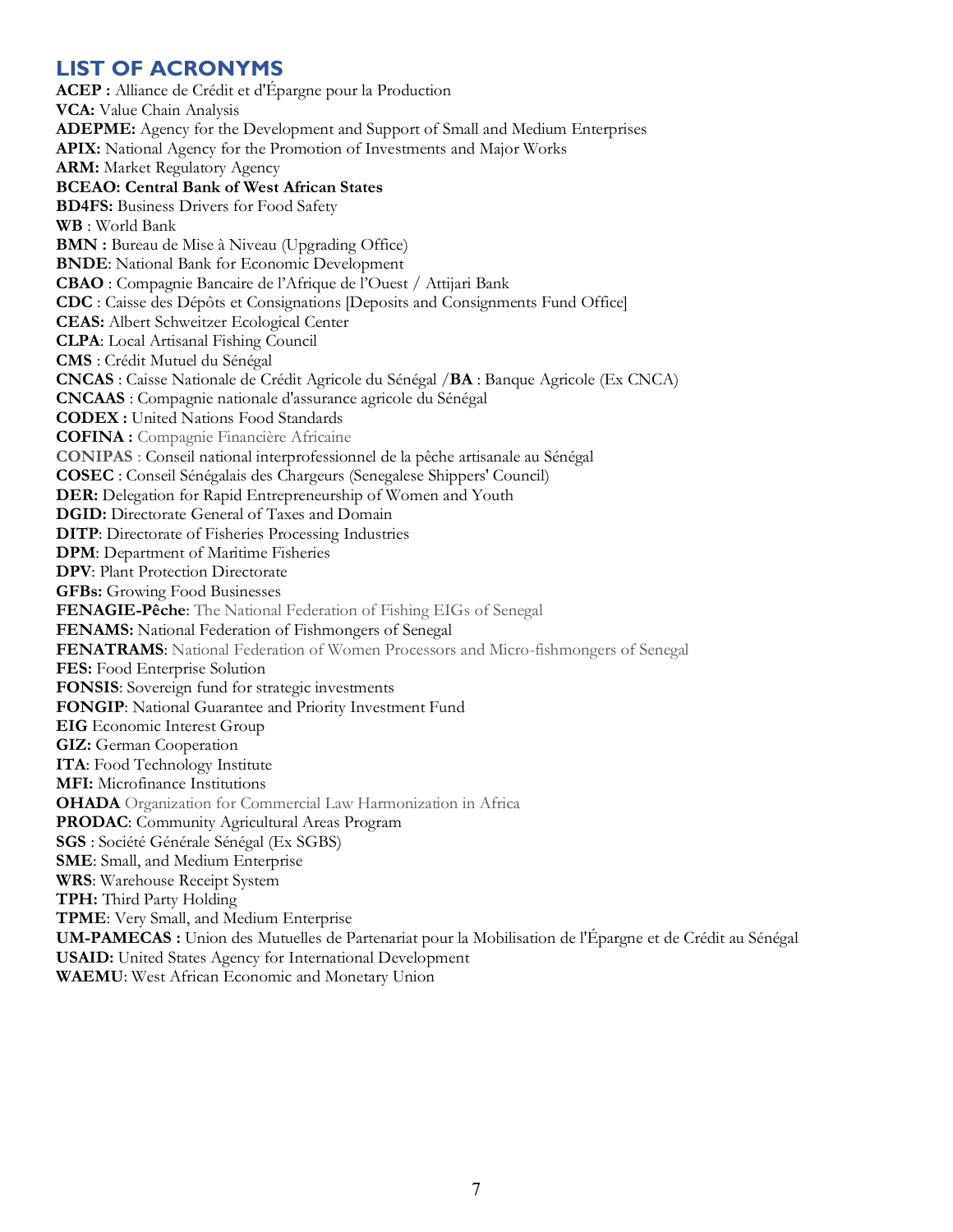# LIST OF ACRONYMS

**ACEP :** Alliance de Crédit et d'Épargne pour la Production
**VCA:** Value Chain Analysis
**ADEPME:** Agency for the Development and Support of Small and Medium Enterprises
**APIX:** National Agency for the Promotion of Investments and Major Works
**ARM:** Market Regulatory Agency
**BCEAO: Central Bank of West African States**
**BD4FS:** Business Drivers for Food Safety
**WB** : World Bank
**BMN :** Bureau de Mise à Niveau (Upgrading Office)
**BNDE**: National Bank for Economic Development
**CBAO** : Compagnie Bancaire de l'Afrique de l'Ouest / Attijari Bank
**CDC** : Caisse des Dépôts et Consignations [Deposits and Consignments Fund Office]
**CEAS:** Albert Schweitzer Ecological Center
**CLPA**: Local Artisanal Fishing Council
**CMS** : Crédit Mutuel du Sénégal
**CNCAS** : Caisse Nationale de Crédit Agricole du Sénégal /**BA** : Banque Agricole (Ex CNCA)
**CNCAAS** : Compagnie nationale d'assurance agricole du Sénégal
**CODEX :** United Nations Food Standards
**COFINA :** Compagnie Financière Africaine
**CONIPAS** : Conseil national interprofessionnel de la pêche artisanale au Sénégal
**COSEC** : Conseil Sénégalais des Chargeurs (Senegalese Shippers' Council)
**DER:** Delegation for Rapid Entrepreneurship of Women and Youth
**DGID:** Directorate General of Taxes and Domain
**DITP**: Directorate of Fisheries Processing Industries
**DPM**: Department of Maritime Fisheries
**DPV**: Plant Protection Directorate
**GFBs:** Growing Food Businesses
**FENAGIE-Pêche**: The National Federation of Fishing EIGs of Senegal
**FENAMS:** National Federation of Fishmongers of Senegal
**FENATRAMS**: National Federation of Women Processors and Micro-fishmongers of Senegal
**FES:** Food Enterprise Solution
**FONSIS**: Sovereign fund for strategic investments
**FONGIP**: National Guarantee and Priority Investment Fund
**EIG** Economic Interest Group
**GIZ:** German Cooperation
**ITA**: Food Technology Institute
**MFI:** Microfinance Institutions
**OHADA** Organization for Commercial Law Harmonization in Africa
**PRODAC**: Community Agricultural Areas Program
**SGS** : Société Générale Sénégal (Ex SGBS)
**SME**: Small, and Medium Enterprise
**WRS**: Warehouse Receipt System
**TPH:** Third Party Holding
**TPME**: Very Small, and Medium Enterprise
**UM-PAMECAS :** Union des Mutuelles de Partenariat pour la Mobilisation de l'Épargne et de Crédit au Sénégal
**USAID:** United States Agency for International Development
**WAEMU**: West African Economic and Monetary Union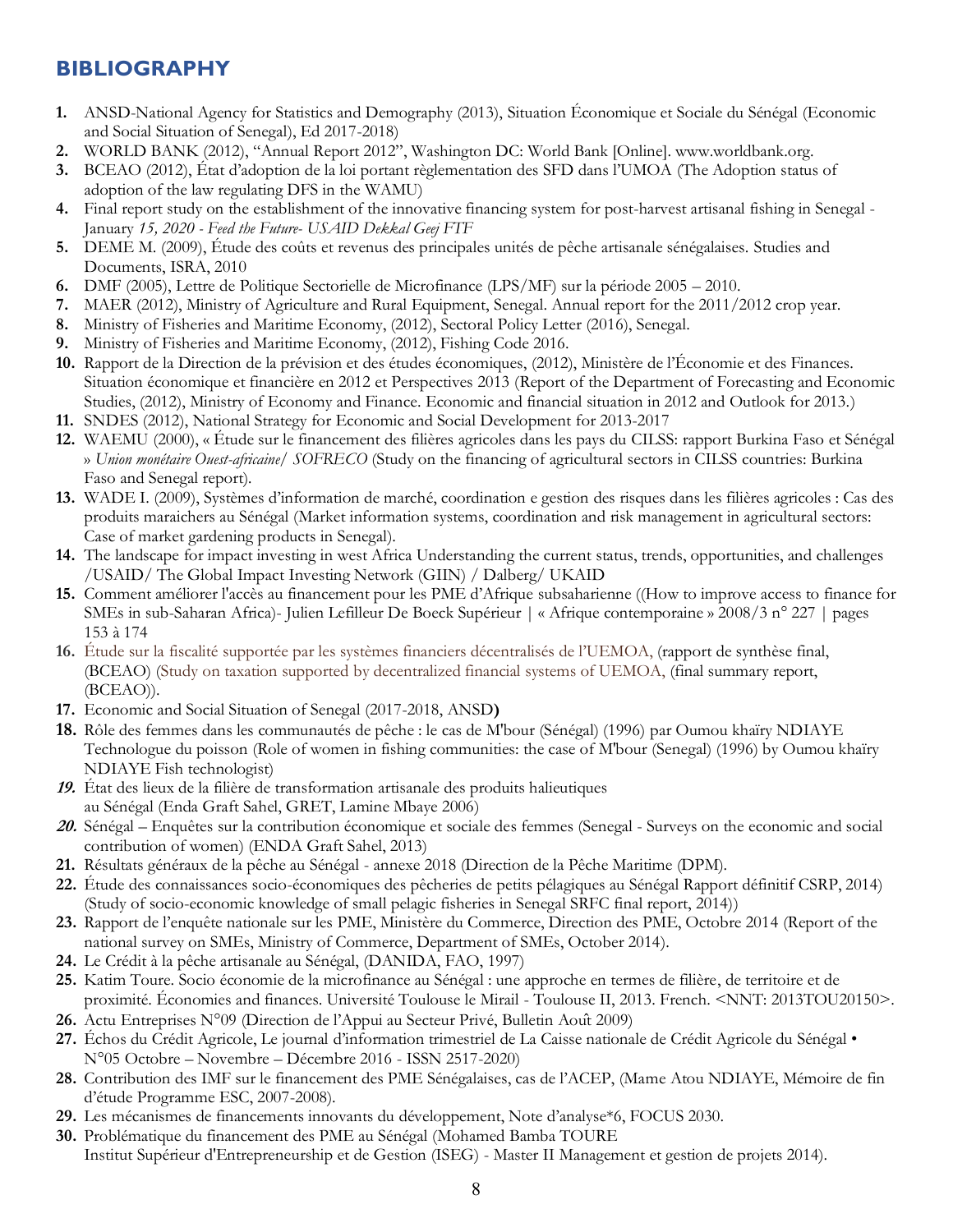## BIBLIOGRAPHY

1. ANSD-National Agency for Statistics and Demography (2013), Situation Économique et Sociale du Sénégal (Economic and Social Situation of Senegal), Ed 2017-2018)
2. WORLD BANK (2012), "Annual Report 2012", Washington DC: World Bank [Online]. www.worldbank.org.
3. BCEAO (2012), État d'adoption de la loi portant règlementation des SFD dans l'UMOA (The Adoption status of adoption of the law regulating DFS in the WAMU)
4. Final report study on the establishment of the innovative financing system for post-harvest artisanal fishing in Senegal - January *15, 2020 - Feed the Future- USAID Dekkal Geej FTF*
5. DEME M. (2009), Étude des coûts et revenus des principales unités de pêche artisanale sénégalaises. Studies and Documents, ISRA, 2010
6. DMF (2005), Lettre de Politique Sectorielle de Microfinance (LPS/MF) sur la période 2005 – 2010.
7. MAER (2012), Ministry of Agriculture and Rural Equipment, Senegal. Annual report for the 2011/2012 crop year.
8. Ministry of Fisheries and Maritime Economy, (2012), Sectoral Policy Letter (2016), Senegal.
9. Ministry of Fisheries and Maritime Economy, (2012), Fishing Code 2016.
10. Rapport de la Direction de la prévision et des études économiques, (2012), Ministère de l'Économie et des Finances. Situation économique et financière en 2012 et Perspectives 2013 (Report of the Department of Forecasting and Economic Studies, (2012), Ministry of Economy and Finance. Economic and financial situation in 2012 and Outlook for 2013.)
11. SNDES (2012), National Strategy for Economic and Social Development for 2013-2017
12. WAEMU (2000), « Étude sur le financement des filières agricoles dans les pays du CILSS: rapport Burkina Faso et Sénégal » *Union monétaire Ouest-africaine/ SOFRECO* (Study on the financing of agricultural sectors in CILSS countries: Burkina Faso and Senegal report).
13. WADE I. (2009), Systèmes d'information de marché, coordination e gestion des risques dans les filières agricoles : Cas des produits maraichers au Sénégal (Market information systems, coordination and risk management in agricultural sectors: Case of market gardening products in Senegal).
14. The landscape for impact investing in west Africa Understanding the current status, trends, opportunities, and challenges /USAID/ The Global Impact Investing Network (GIIN) / Dalberg/ UKAID
15. Comment améliorer l'accès au financement pour les PME d'Afrique subsaharienne ((How to improve access to finance for SMEs in sub-Saharan Africa)- Julien Lefilleur De Boeck Supérieur | « Afrique contemporaine » 2008/3 n° 227 | pages 153 à 174
16. Étude sur la fiscalité supportée par les systèmes financiers décentralisés de l'UEMOA, (rapport de synthèse final, (BCEAO) (Study on taxation supported by decentralized financial systems of UEMOA, (final summary report, (BCEAO)).
17. Economic and Social Situation of Senegal (2017-2018, ANSD**)**
18. Rôle des femmes dans les communautés de pêche : le cas de M'bour (Sénégal) (1996) par Oumou khaïry NDIAYE Technologue du poisson (Role of women in fishing communities: the case of M'bour (Senegal) (1996) by Oumou khaïry NDIAYE Fish technologist)
19. État des lieux de la filière de transformation artisanale des produits halieutiques au Sénégal (Enda Graft Sahel, GRET, Lamine Mbaye 2006)
20. Sénégal – Enquêtes sur la contribution économique et sociale des femmes (Senegal - Surveys on the economic and social contribution of women) (ENDA Graft Sahel, 2013)
21. Résultats généraux de la pêche au Sénégal - annexe 2018 (Direction de la Pêche Maritime (DPM).
22. Étude des connaissances socio-économiques des pêcheries de petits pélagiques au Sénégal Rapport définitif CSRP, 2014) (Study of socio-economic knowledge of small pelagic fisheries in Senegal SRFC final report, 2014))
23. Rapport de l'enquête nationale sur les PME, Ministère du Commerce, Direction des PME, Octobre 2014 (Report of the national survey on SMEs, Ministry of Commerce, Department of SMEs, October 2014).
24. Le Crédit à la pêche artisanale au Sénégal, (DANIDA, FAO, 1997)
25. Katim Toure. Socio économie de la microfinance au Sénégal : une approche en termes de filière, de territoire et de proximité. Économies and finances. Université Toulouse le Mirail - Toulouse II, 2013. French. <NNT: 2013TOU20150>.
26. Actu Entreprises N°09 (Direction de l'Appui au Secteur Privé, Bulletin Août 2009)
27. Échos du Crédit Agricole, Le journal d'information trimestriel de La Caisse nationale de Crédit Agricole du Sénégal • N°05 Octobre – Novembre – Décembre 2016 - ISSN 2517-2020)
28. Contribution des IMF sur le financement des PME Sénégalaises, cas de l'ACEP, (Mame Atou NDIAYE, Mémoire de fin d'étude Programme ESC, 2007-2008).
29. Les mécanismes de financements innovants du développement, Note d'analyse*6, FOCUS 2030.
30. Problématique du financement des PME au Sénégal (Mohamed Bamba TOURE Institut Supérieur d'Entrepreneurship et de Gestion (ISEG) - Master II Management et gestion de projets 2014).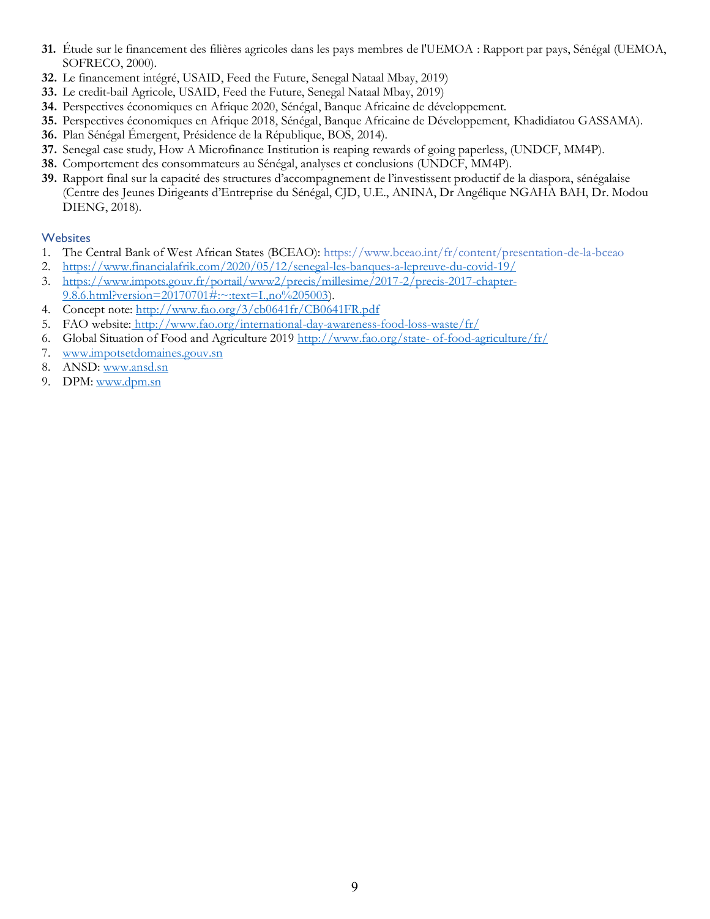31. Étude sur le financement des filières agricoles dans les pays membres de l'UEMOA : Rapport par pays, Sénégal (UEMOA, SOFRECO, 2000).
32. Le financement intégré, USAID, Feed the Future, Senegal Nataal Mbay, 2019)
33. Le credit-bail Agricole, USAID, Feed the Future, Senegal Nataal Mbay, 2019)
34. Perspectives économiques en Afrique 2020, Sénégal, Banque Africaine de développement.
35. Perspectives économiques en Afrique 2018, Sénégal, Banque Africaine de Développement, Khadidiatou GASSAMA).
36. Plan Sénégal Émergent, Présidence de la République, BOS, 2014).
37. Senegal case study, How A Microfinance Institution is reaping rewards of going paperless, (UNDCF, MM4P).
38. Comportement des consommateurs au Sénégal, analyses et conclusions (UNDCF, MM4P).
39. Rapport final sur la capacité des structures d'accompagnement de l'investissent productif de la diaspora, sénégalaise (Centre des Jeunes Dirigeants d'Entreprise du Sénégal, CJD, U.E., ANINA, Dr Angélique NGAHA BAH, Dr. Modou DIENG, 2018).

### Websites

1. The Central Bank of West African States (BCEAO): https://www.bceao.int/fr/content/presentation-de-la-bceao
2. https://www.financialafrik.com/2020/05/12/senegal-les-banques-a-lepreuve-du-covid-19/
3. https://www.impots.gouv.fr/portail/www2/precis/millesime/2017-2/precis-2017-chapter-9.8.6.html?version=20170701#:~:text=I.,no%205003).
4. Concept note: http://www.fao.org/3/cb0641fr/CB0641FR.pdf
5. FAO website: http://www.fao.org/international-day-awareness-food-loss-waste/fr/
6. Global Situation of Food and Agriculture 2019 http://www.fao.org/state- of-food-agriculture/fr/
7. www.impotsetdomaines.gouv.sn
8. ANSD: www.ansd.sn
9. DPM: www.dpm.sn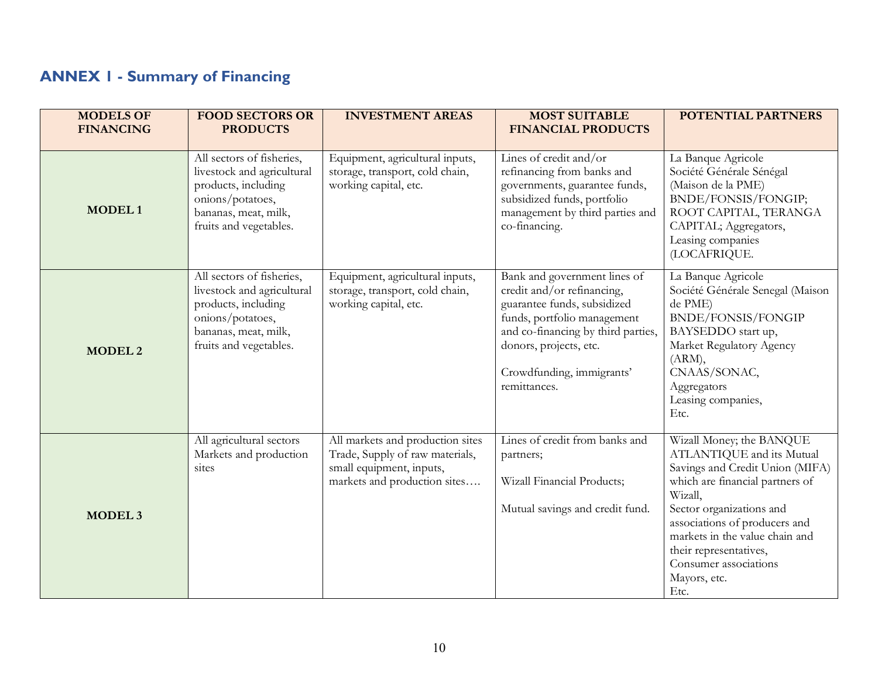## ANNEX 1 - Summary of Financing

| MODELS OF FINANCING | FOOD SECTORS OR PRODUCTS | INVESTMENT AREAS | MOST SUITABLE FINANCIAL PRODUCTS | POTENTIAL PARTNERS |
|---|---|---|---|---|
| **MODEL 1** | All sectors of fisheries, livestock and agricultural products, including onions/potatoes, bananas, meat, milk, fruits and vegetables. | Equipment, agricultural inputs, storage, transport, cold chain, working capital, etc. | Lines of credit and/or refinancing from banks and governments, guarantee funds, subsidized funds, portfolio management by third parties and co-financing. | La Banque Agricole<br>Société Générale Sénégal (Maison de la PME)<br>BNDE/FONSIS/FONGIP;<br>ROOT CAPITAL, TERANGA CAPITAL; Aggregators, Leasing companies (LOCAFRIQUE. |
| **MODEL 2** | All sectors of fisheries, livestock and agricultural products, including onions/potatoes, bananas, meat, milk, fruits and vegetables. | Equipment, agricultural inputs, storage, transport, cold chain, working capital, etc. | Bank and government lines of credit and/or refinancing, guarantee funds, subsidized funds, portfolio management and co-financing by third parties, donors, projects, etc.<br><br>Crowdfunding, immigrants' remittances. | La Banque Agricole<br>Société Générale Senegal (Maison de PME)<br>BNDE/FONSIS/FONGIP<br>BAYSEDDO start up,<br>Market Regulatory Agency (ARM),<br>CNAAS/SONAC,<br>Aggregators<br>Leasing companies,<br>Etc. |
| **MODEL 3** | All agricultural sectors<br>Markets and production sites | All markets and production sites<br>Trade, Supply of raw materials, small equipment, inputs, markets and production sites…. | Lines of credit from banks and partners;<br><br>Wizall Financial Products;<br><br>Mutual savings and credit fund. | Wizall Money; the BANQUE ATLANTIQUE and its Mutual Savings and Credit Union (MIFA) which are financial partners of Wizall,<br>Sector organizations and associations of producers and markets in the value chain and their representatives,<br>Consumer associations<br>Mayors, etc.<br>Etc. |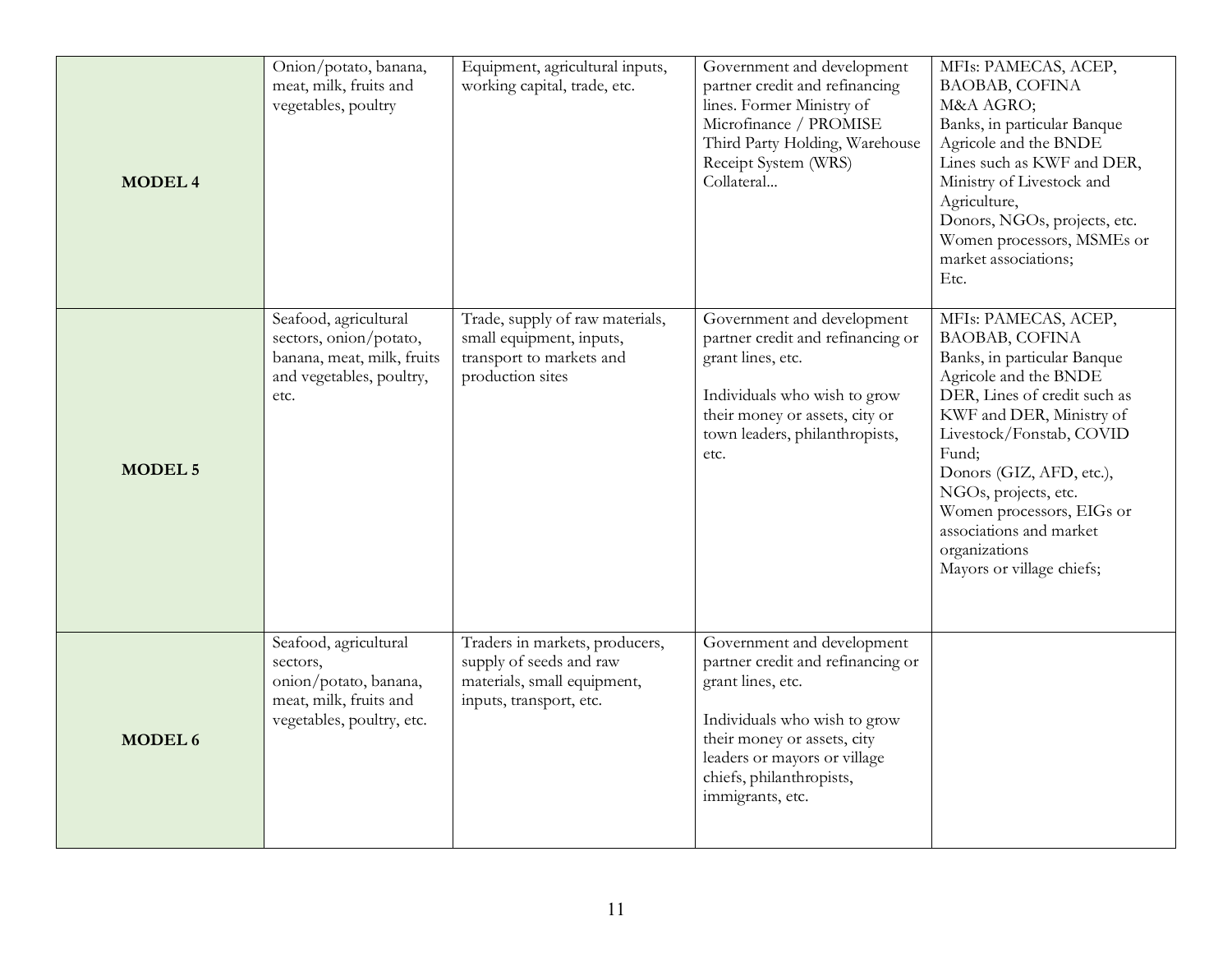| | | | | |
|---|---|---|---|---|
| **MODEL 4** | Onion/potato, banana, meat, milk, fruits and vegetables, poultry | Equipment, agricultural inputs, working capital, trade, etc. | Government and development partner credit and refinancing lines. Former Ministry of Microfinance / PROMISE Third Party Holding, Warehouse Receipt System (WRS) Collateral... | MFIs: PAMECAS, ACEP, BAOBAB, COFINA<br>M&A AGRO;<br>Banks, in particular Banque Agricole and the BNDE<br>Lines such as KWF and DER, Ministry of Livestock and Agriculture,<br>Donors, NGOs, projects, etc.<br>Women processors, MSMEs or market associations;<br>Etc. |
| **MODEL 5** | Seafood, agricultural sectors, onion/potato, banana, meat, milk, fruits and vegetables, poultry, etc. | Trade, supply of raw materials, small equipment, inputs, transport to markets and production sites | Government and development partner credit and refinancing or grant lines, etc.<br><br>Individuals who wish to grow their money or assets, city or town leaders, philanthropists, etc. | MFIs: PAMECAS, ACEP, BAOBAB, COFINA<br>Banks, in particular Banque Agricole and the BNDE<br>DER, Lines of credit such as KWF and DER, Ministry of Livestock/Fonstab, COVID Fund;<br>Donors (GIZ, AFD, etc.), NGOs, projects, etc.<br>Women processors, EIGs or associations and market organizations<br>Mayors or village chiefs; |
| **MODEL 6** | Seafood, agricultural sectors, onion/potato, banana, meat, milk, fruits and vegetables, poultry, etc. | Traders in markets, producers, supply of seeds and raw materials, small equipment, inputs, transport, etc. | Government and development partner credit and refinancing or grant lines, etc.<br><br>Individuals who wish to grow their money or assets, city leaders or mayors or village chiefs, philanthropists, immigrants, etc. | |